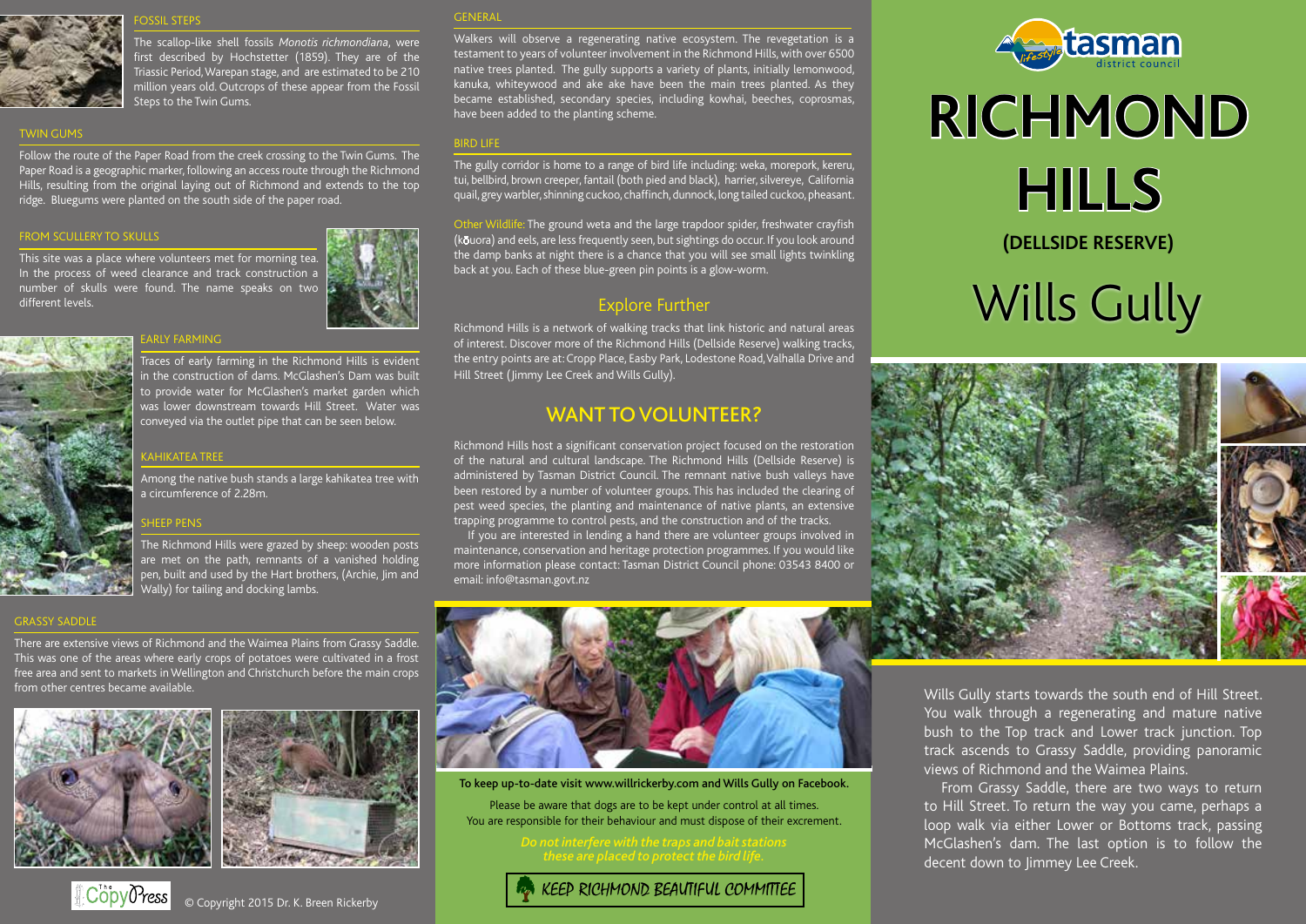## FOSSIL STEPS

The scallop-like shell fossils *Monotis richmondiana*, were first described by Hochstetter (1859). They are of the Triassic Period, Warepan stage, and are estimated to be 210 million years old. Outcrops of these appear from the Fossil Steps to the Twin Gums.

## TWIN GUMS

Follow the route of the Paper Road from the creek crossing to the Twin Gums. The Paper Road is a geographic marker, following an access route through the Richmond Hills, resulting from the original laying out of Richmond and extends to the top ridge. Bluegums were planted on the south side of the paper road.

## FROM SCULLERY TO SKULLS

This site was a place where volunteers met for morning tea. In the process of weed clearance and track construction a number of skulls were found. The name speaks on two different levels.

## EARLY FARMING

Traces of early farming in the Richmond Hills is evident in the construction of dams. McGlashen's Dam was built to provide water for McGlashen's market garden which was lower downstream towards Hill Street. Water was conveyed via the outlet pipe that can be seen below.

## KAHIKATEA TREE

Among the native bush stands a large kahikatea tree with a circumference of 2.28m.

## SHEEP PENS

The Richmond Hills were grazed by sheep: wooden posts are met on the path, remnants of a vanished holding pen, built and used by the Hart brothers, (Archie, Jim and Wally) for tailing and docking lambs.

## GRASSY SADDLE

There are extensive views of Richmond and the Waimea Plains from Grassy Saddle. This was one of the areas where early crops of potatoes were cultivated in a frost free area and sent to markets in Wellington and Christchurch before the main crops from other centres became available.

The CopyPress

© Copyright 2015 Dr. K. Breen Rickerby

## GENERAL

Walkers will observe a regenerating native ecosystem. The revegetation is a testament to years of volunteer involvement in the Richmond Hills, with over 6500 native trees planted. The gully supports a variety of plants, initially lemonwood, kanuka, whiteywood and ake ake have been the main trees planted. As they became established, secondary species, including kowhai, beeches, coprosmas, have been added to the planting scheme.

## BIRD LIFE

The gully corridor is home to a range of bird life including: weka, morepork, kereru, tui, bellbird, brown creeper, fantail (both pied and black), harrier, silvereye, California quail, grey warbler, shinning cuckoo, chaffinch, dunnock, long tailed cuckoo, pheasant.

Other Wildlife: The ground weta and the large trapdoor spider, freshwater crayfish (kōuora) and eels, are less frequently seen, but sightings do occur. If you look around the damp banks at night there is a chance that you will see small lights twinkling back at you. Each of these blue-green pin points is a glow-worm.

## Explore Further

Richmond Hills is a network of walking tracks that link historic and natural areas of interest. Discover more of the Richmond Hills (Dellside Reserve) walking tracks, the entry points are at: Cropp Place, Easby Park, Lodestone Road, Valhalla Drive and Hill Street (Jimmy Lee Creek and Wills Gully).

## WANT TO VOLUNTEER?

Richmond Hills host a significant conservation project focused on the restoration of the natural and cultural landscape. The Richmond Hills (Dellside Reserve) is administered by Tasman District Council. The remnant native bush valleys have been restored by a number of volunteer groups. This has included the clearing of pest weed species, the planting and maintenance of native plants, an extensive trapping programme to control pests, and the construction and of the tracks.

If you are interested in lending a hand there are volunteer groups involved in maintenance, conservation and heritage protection programmes. If you would like more information please contact: Tasman District Council phone: 03543 8400 or email: info@tasman.govt.nz

**To keep up-to-date visit www.willrickerby.com and Wills Gully on Facebook.**

Please be aware that dogs are to be kept under control at all times.
You are responsible for their behaviour and must dispose of their excrement.

***Do not interfere with the traps and bait stations these are placed to protect the bird life.***

KEEP RICHMOND BEAUTIFUL COMMITTEE

tasman district council

# RICHMOND HILLS

### (DELLSIDE RESERVE)

# Wills Gully

Wills Gully starts towards the south end of Hill Street. You walk through a regenerating and mature native bush to the Top track and Lower track junction. Top track ascends to Grassy Saddle, providing panoramic views of Richmond and the Waimea Plains.

From Grassy Saddle, there are two ways to return to Hill Street. To return the way you came, perhaps a loop walk via either Lower or Bottoms track, passing McGlashen's dam. The last option is to follow the decent down to Jimmey Lee Creek.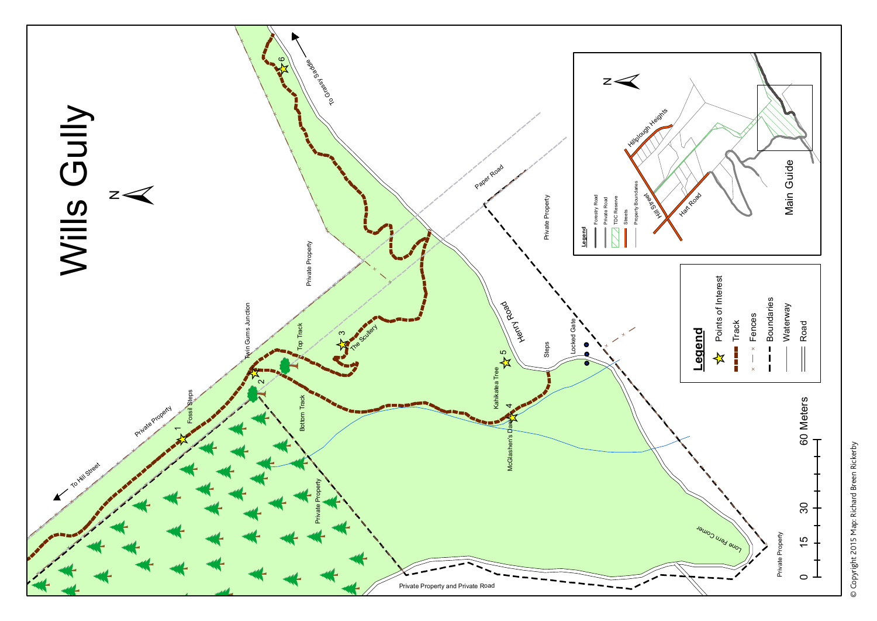# Wills Gully

N

To Grassy Saddle

6

Paper Road

Private Property

Private Property

Henry Road

Twin Gums Junction

Top Track

3

The Scullery

5

Kahikatea Tree

Steps

Locked Gate

Fossil Steps

1

2

Bottom Track

4

McGlashen's Dam

Private Property

To Hill Street

Private Property

Lone Fern Corner

Private Property

Private Property and Private Road

## Legend

- Points of Interest
- Track
- Fences
- Boundaries
- Waterway
- Road

60 Meters

30

15

0

Legend

- Forestry Road
- Private Road
- TDC Reserve
- Streets
- Property Boundaries

N

Hillplough Heights

Hill Street

Hart Road

Main Guide

© Copyright 2015 Map: Richard Breen Rickerby